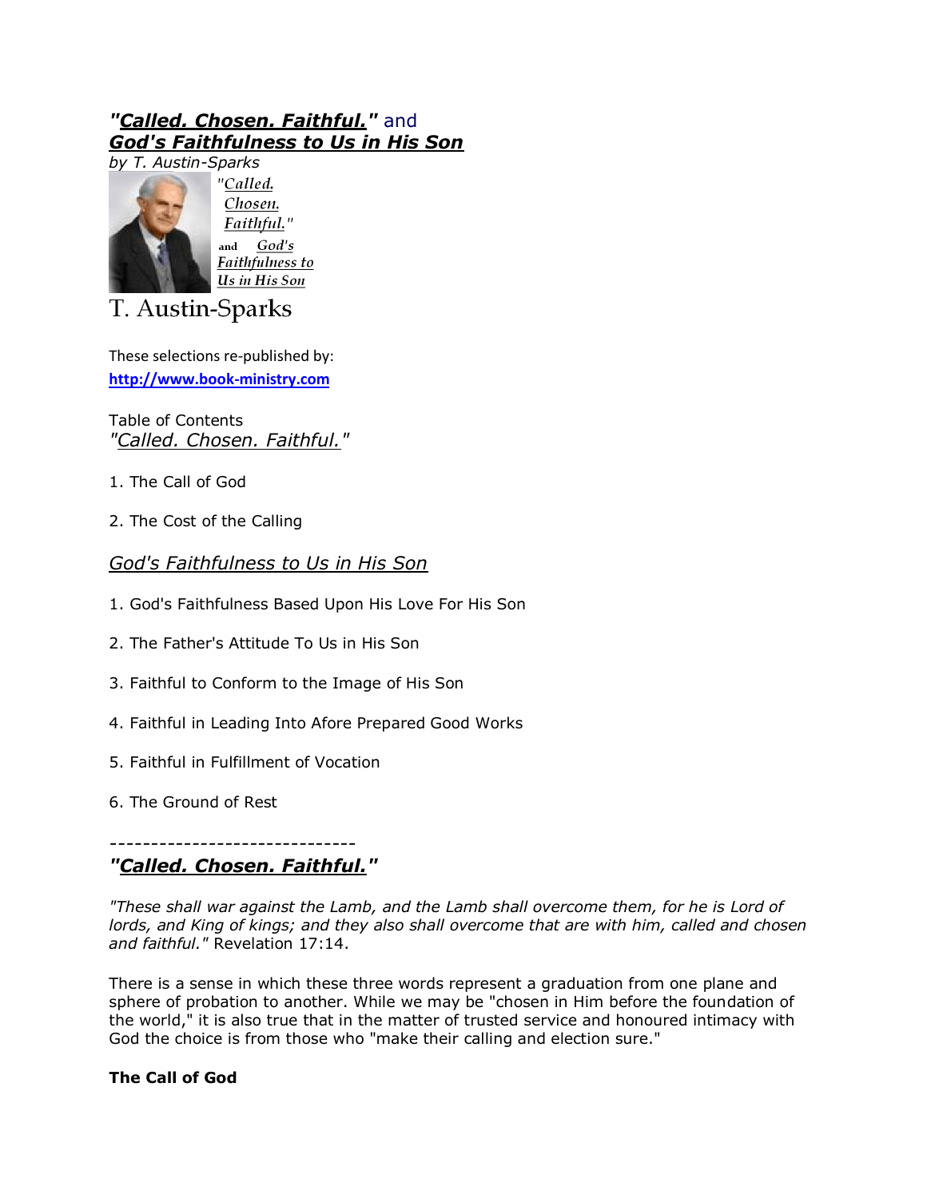# *"Called. Chosen. Faithful."* and *God's Faithfulness to Us in His Son*

*by T. Austin-Sparks*

*"Called. Chosen. Faithful."* and *God's Faithfulness to Us in His Son*

T. Austin-Sparks

These selections re-published by:
**http://www.book-ministry.com**

Table of Contents

*"Called. Chosen. Faithful."*

1. The Call of God
2. The Cost of the Calling

*God's Faithfulness to Us in His Son*

1. God's Faithfulness Based Upon His Love For His Son
2. The Father's Attitude To Us in His Son
3. Faithful to Conform to the Image of His Son
4. Faithful in Leading Into Afore Prepared Good Works
5. Faithful in Fulfillment of Vocation
6. The Ground of Rest

------------------------------

## *"Called. Chosen. Faithful."*

*"These shall war against the Lamb, and the Lamb shall overcome them, for he is Lord of lords, and King of kings; and they also shall overcome that are with him, called and chosen and faithful."* Revelation 17:14.

There is a sense in which these three words represent a graduation from one plane and sphere of probation to another. While we may be "chosen in Him before the foundation of the world," it is also true that in the matter of trusted service and honoured intimacy with God the choice is from those who "make their calling and election sure."

### The Call of God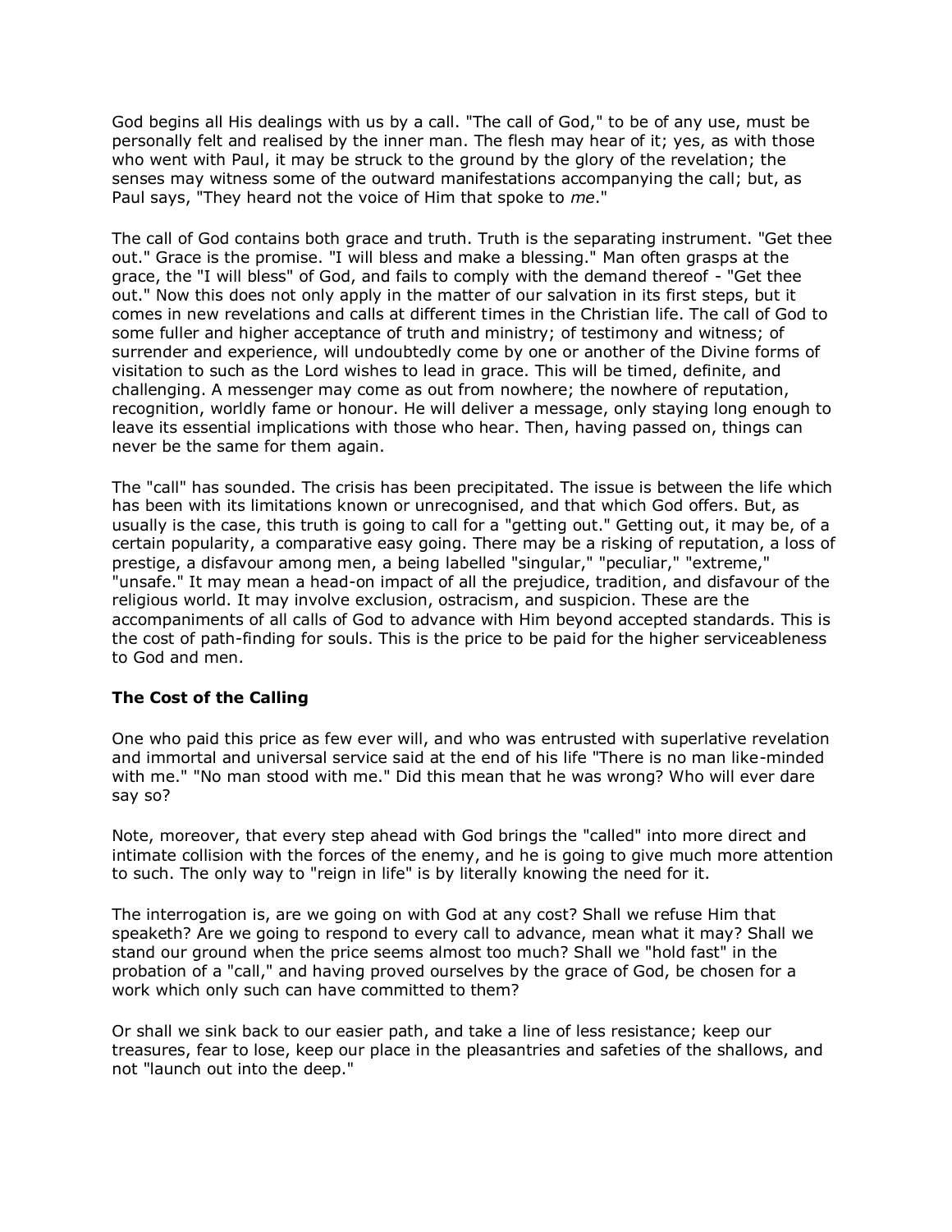God begins all His dealings with us by a call. "The call of God," to be of any use, must be personally felt and realised by the inner man. The flesh may hear of it; yes, as with those who went with Paul, it may be struck to the ground by the glory of the revelation; the senses may witness some of the outward manifestations accompanying the call; but, as Paul says, "They heard not the voice of Him that spoke to *me*."

The call of God contains both grace and truth. Truth is the separating instrument. "Get thee out." Grace is the promise. "I will bless and make a blessing." Man often grasps at the grace, the "I will bless" of God, and fails to comply with the demand thereof - "Get thee out." Now this does not only apply in the matter of our salvation in its first steps, but it comes in new revelations and calls at different times in the Christian life. The call of God to some fuller and higher acceptance of truth and ministry; of testimony and witness; of surrender and experience, will undoubtedly come by one or another of the Divine forms of visitation to such as the Lord wishes to lead in grace. This will be timed, definite, and challenging. A messenger may come as out from nowhere; the nowhere of reputation, recognition, worldly fame or honour. He will deliver a message, only staying long enough to leave its essential implications with those who hear. Then, having passed on, things can never be the same for them again.

The "call" has sounded. The crisis has been precipitated. The issue is between the life which has been with its limitations known or unrecognised, and that which God offers. But, as usually is the case, this truth is going to call for a "getting out." Getting out, it may be, of a certain popularity, a comparative easy going. There may be a risking of reputation, a loss of prestige, a disfavour among men, a being labelled "singular," "peculiar," "extreme," "unsafe." It may mean a head-on impact of all the prejudice, tradition, and disfavour of the religious world. It may involve exclusion, ostracism, and suspicion. These are the accompaniments of all calls of God to advance with Him beyond accepted standards. This is the cost of path-finding for souls. This is the price to be paid for the higher serviceableness to God and men.

### The Cost of the Calling

One who paid this price as few ever will, and who was entrusted with superlative revelation and immortal and universal service said at the end of his life "There is no man like-minded with me." "No man stood with me." Did this mean that he was wrong? Who will ever dare say so?

Note, moreover, that every step ahead with God brings the "called" into more direct and intimate collision with the forces of the enemy, and he is going to give much more attention to such. The only way to "reign in life" is by literally knowing the need for it.

The interrogation is, are we going on with God at any cost? Shall we refuse Him that speaketh? Are we going to respond to every call to advance, mean what it may? Shall we stand our ground when the price seems almost too much? Shall we "hold fast" in the probation of a "call," and having proved ourselves by the grace of God, be chosen for a work which only such can have committed to them?

Or shall we sink back to our easier path, and take a line of less resistance; keep our treasures, fear to lose, keep our place in the pleasantries and safeties of the shallows, and not "launch out into the deep."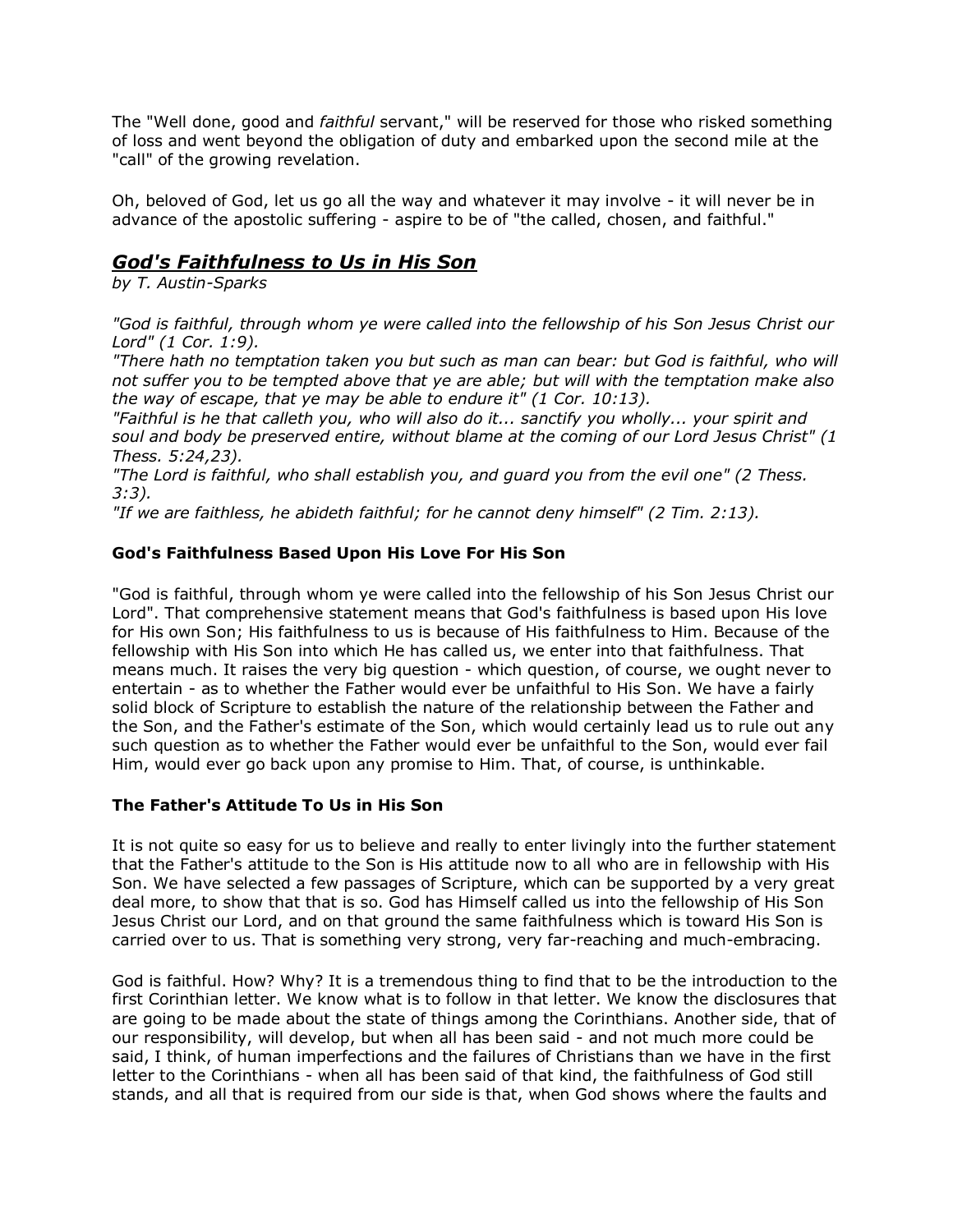The "Well done, good and *faithful* servant," will be reserved for those who risked something of loss and went beyond the obligation of duty and embarked upon the second mile at the "call" of the growing revelation.

Oh, beloved of God, let us go all the way and whatever it may involve - it will never be in advance of the apostolic suffering - aspire to be of "the called, chosen, and faithful."

## ***God's Faithfulness to Us in His Son***

*by T. Austin-Sparks*

*"God is faithful, through whom ye were called into the fellowship of his Son Jesus Christ our Lord" (1 Cor. 1:9).*
*"There hath no temptation taken you but such as man can bear: but God is faithful, who will not suffer you to be tempted above that ye are able; but will with the temptation make also the way of escape, that ye may be able to endure it" (1 Cor. 10:13).*
*"Faithful is he that calleth you, who will also do it... sanctify you wholly... your spirit and soul and body be preserved entire, without blame at the coming of our Lord Jesus Christ" (1 Thess. 5:24,23).*
*"The Lord is faithful, who shall establish you, and guard you from the evil one" (2 Thess. 3:3).*
*"If we are faithless, he abideth faithful; for he cannot deny himself" (2 Tim. 2:13).*

### **God's Faithfulness Based Upon His Love For His Son**

"God is faithful, through whom ye were called into the fellowship of his Son Jesus Christ our Lord". That comprehensive statement means that God's faithfulness is based upon His love for His own Son; His faithfulness to us is because of His faithfulness to Him. Because of the fellowship with His Son into which He has called us, we enter into that faithfulness. That means much. It raises the very big question - which question, of course, we ought never to entertain - as to whether the Father would ever be unfaithful to His Son. We have a fairly solid block of Scripture to establish the nature of the relationship between the Father and the Son, and the Father's estimate of the Son, which would certainly lead us to rule out any such question as to whether the Father would ever be unfaithful to the Son, would ever fail Him, would ever go back upon any promise to Him. That, of course, is unthinkable.

### **The Father's Attitude To Us in His Son**

It is not quite so easy for us to believe and really to enter livingly into the further statement that the Father's attitude to the Son is His attitude now to all who are in fellowship with His Son. We have selected a few passages of Scripture, which can be supported by a very great deal more, to show that that is so. God has Himself called us into the fellowship of His Son Jesus Christ our Lord, and on that ground the same faithfulness which is toward His Son is carried over to us. That is something very strong, very far-reaching and much-embracing.

God is faithful. How? Why? It is a tremendous thing to find that to be the introduction to the first Corinthian letter. We know what is to follow in that letter. We know the disclosures that are going to be made about the state of things among the Corinthians. Another side, that of our responsibility, will develop, but when all has been said - and not much more could be said, I think, of human imperfections and the failures of Christians than we have in the first letter to the Corinthians - when all has been said of that kind, the faithfulness of God still stands, and all that is required from our side is that, when God shows where the faults and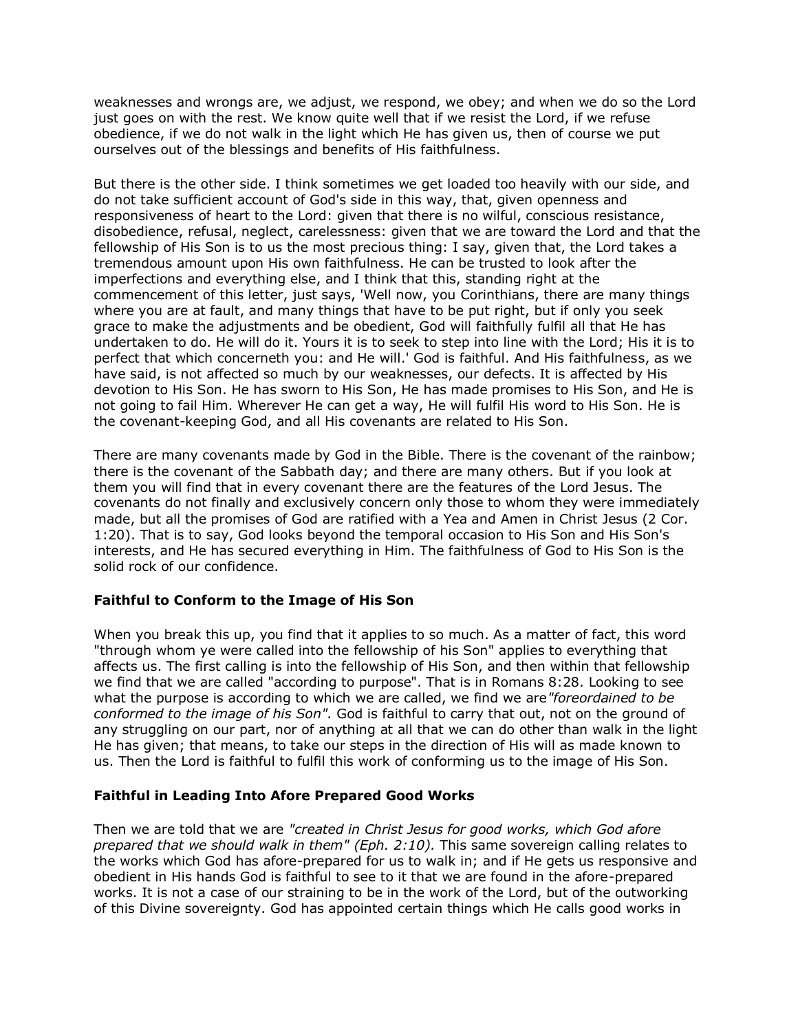weaknesses and wrongs are, we adjust, we respond, we obey; and when we do so the Lord just goes on with the rest. We know quite well that if we resist the Lord, if we refuse obedience, if we do not walk in the light which He has given us, then of course we put ourselves out of the blessings and benefits of His faithfulness.

But there is the other side. I think sometimes we get loaded too heavily with our side, and do not take sufficient account of God's side in this way, that, given openness and responsiveness of heart to the Lord: given that there is no wilful, conscious resistance, disobedience, refusal, neglect, carelessness: given that we are toward the Lord and that the fellowship of His Son is to us the most precious thing: I say, given that, the Lord takes a tremendous amount upon His own faithfulness. He can be trusted to look after the imperfections and everything else, and I think that this, standing right at the commencement of this letter, just says, 'Well now, you Corinthians, there are many things where you are at fault, and many things that have to be put right, but if only you seek grace to make the adjustments and be obedient, God will faithfully fulfil all that He has undertaken to do. He will do it. Yours it is to seek to step into line with the Lord; His it is to perfect that which concerneth you: and He will.' God is faithful. And His faithfulness, as we have said, is not affected so much by our weaknesses, our defects. It is affected by His devotion to His Son. He has sworn to His Son, He has made promises to His Son, and He is not going to fail Him. Wherever He can get a way, He will fulfil His word to His Son. He is the covenant-keeping God, and all His covenants are related to His Son.

There are many covenants made by God in the Bible. There is the covenant of the rainbow; there is the covenant of the Sabbath day; and there are many others. But if you look at them you will find that in every covenant there are the features of the Lord Jesus. The covenants do not finally and exclusively concern only those to whom they were immediately made, but all the promises of God are ratified with a Yea and Amen in Christ Jesus (2 Cor. 1:20). That is to say, God looks beyond the temporal occasion to His Son and His Son's interests, and He has secured everything in Him. The faithfulness of God to His Son is the solid rock of our confidence.

### Faithful to Conform to the Image of His Son

When you break this up, you find that it applies to so much. As a matter of fact, this word "through whom ye were called into the fellowship of his Son" applies to everything that affects us. The first calling is into the fellowship of His Son, and then within that fellowship we find that we are called "according to purpose". That is in Romans 8:28. Looking to see what the purpose is according to which we are called, we find we are *"foreordained to be conformed to the image of his Son".* God is faithful to carry that out, not on the ground of any struggling on our part, nor of anything at all that we can do other than walk in the light He has given; that means, to take our steps in the direction of His will as made known to us. Then the Lord is faithful to fulfil this work of conforming us to the image of His Son.

### Faithful in Leading Into Afore Prepared Good Works

Then we are told that we are *"created in Christ Jesus for good works, which God afore prepared that we should walk in them" (Eph. 2:10).* This same sovereign calling relates to the works which God has afore-prepared for us to walk in; and if He gets us responsive and obedient in His hands God is faithful to see to it that we are found in the afore-prepared works. It is not a case of our straining to be in the work of the Lord, but of the outworking of this Divine sovereignty. God has appointed certain things which He calls good works in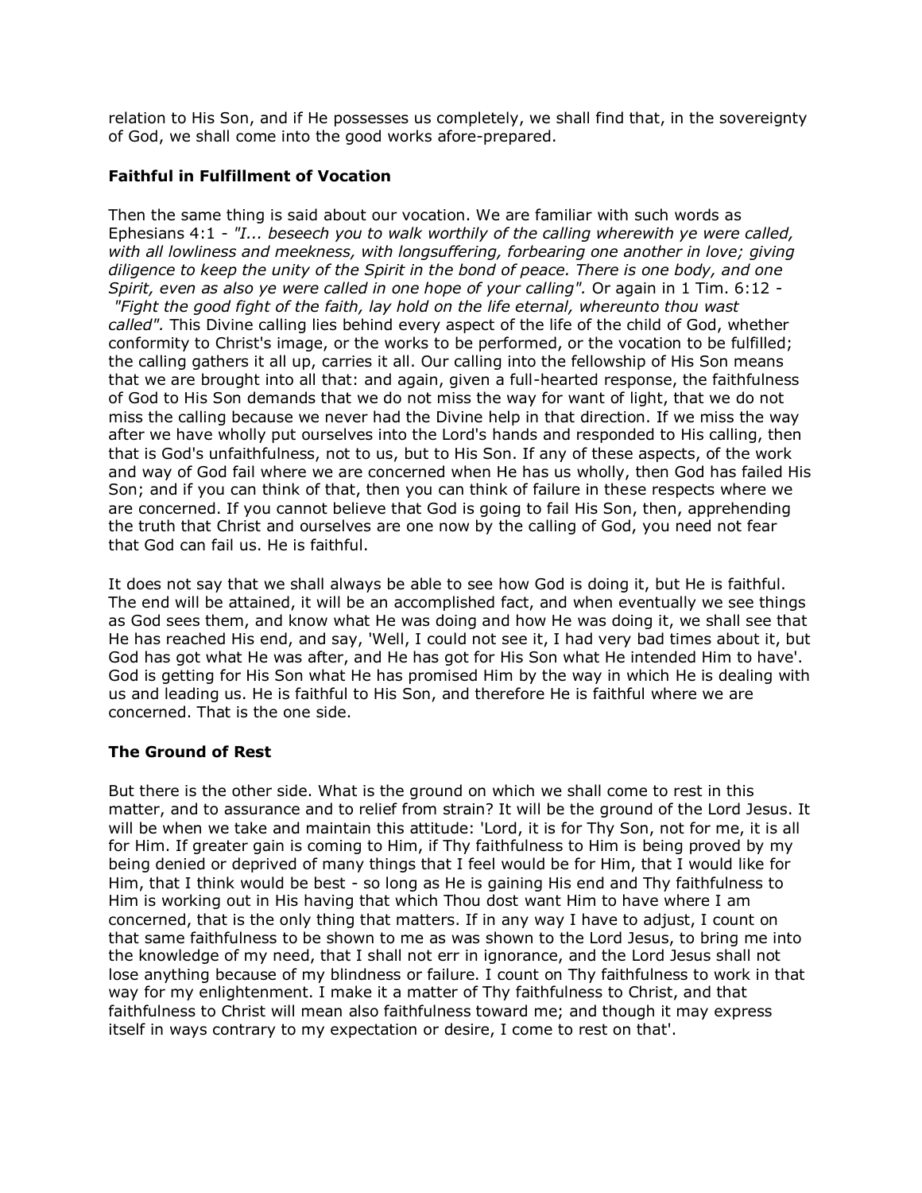relation to His Son, and if He possesses us completely, we shall find that, in the sovereignty of God, we shall come into the good works afore-prepared.

### Faithful in Fulfillment of Vocation

Then the same thing is said about our vocation. We are familiar with such words as Ephesians 4:1 - *"I... beseech you to walk worthily of the calling wherewith ye were called, with all lowliness and meekness, with longsuffering, forbearing one another in love; giving diligence to keep the unity of the Spirit in the bond of peace. There is one body, and one Spirit, even as also ye were called in one hope of your calling".* Or again in 1 Tim. 6:12 - *"Fight the good fight of the faith, lay hold on the life eternal, whereunto thou wast called".* This Divine calling lies behind every aspect of the life of the child of God, whether conformity to Christ's image, or the works to be performed, or the vocation to be fulfilled; the calling gathers it all up, carries it all. Our calling into the fellowship of His Son means that we are brought into all that: and again, given a full-hearted response, the faithfulness of God to His Son demands that we do not miss the way for want of light, that we do not miss the calling because we never had the Divine help in that direction. If we miss the way after we have wholly put ourselves into the Lord's hands and responded to His calling, then that is God's unfaithfulness, not to us, but to His Son. If any of these aspects, of the work and way of God fail where we are concerned when He has us wholly, then God has failed His Son; and if you can think of that, then you can think of failure in these respects where we are concerned. If you cannot believe that God is going to fail His Son, then, apprehending the truth that Christ and ourselves are one now by the calling of God, you need not fear that God can fail us. He is faithful.

It does not say that we shall always be able to see how God is doing it, but He is faithful. The end will be attained, it will be an accomplished fact, and when eventually we see things as God sees them, and know what He was doing and how He was doing it, we shall see that He has reached His end, and say, 'Well, I could not see it, I had very bad times about it, but God has got what He was after, and He has got for His Son what He intended Him to have'. God is getting for His Son what He has promised Him by the way in which He is dealing with us and leading us. He is faithful to His Son, and therefore He is faithful where we are concerned. That is the one side.

### The Ground of Rest

But there is the other side. What is the ground on which we shall come to rest in this matter, and to assurance and to relief from strain? It will be the ground of the Lord Jesus. It will be when we take and maintain this attitude: 'Lord, it is for Thy Son, not for me, it is all for Him. If greater gain is coming to Him, if Thy faithfulness to Him is being proved by my being denied or deprived of many things that I feel would be for Him, that I would like for Him, that I think would be best - so long as He is gaining His end and Thy faithfulness to Him is working out in His having that which Thou dost want Him to have where I am concerned, that is the only thing that matters. If in any way I have to adjust, I count on that same faithfulness to be shown to me as was shown to the Lord Jesus, to bring me into the knowledge of my need, that I shall not err in ignorance, and the Lord Jesus shall not lose anything because of my blindness or failure. I count on Thy faithfulness to work in that way for my enlightenment. I make it a matter of Thy faithfulness to Christ, and that faithfulness to Christ will mean also faithfulness toward me; and though it may express itself in ways contrary to my expectation or desire, I come to rest on that'.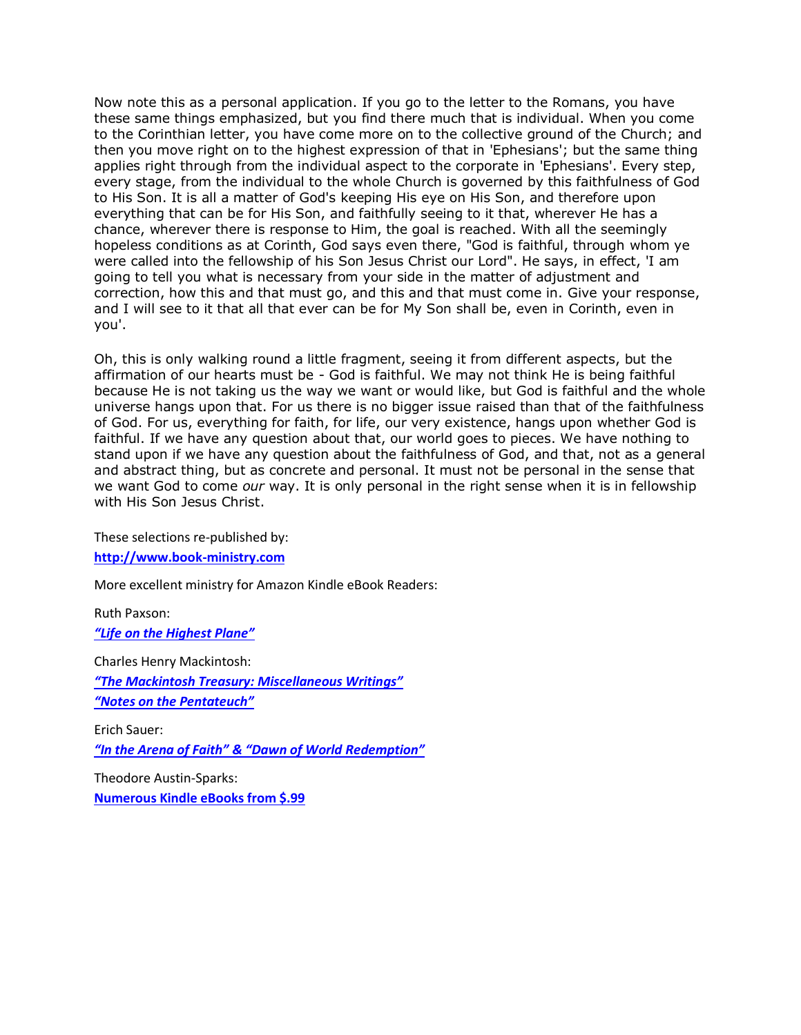Now note this as a personal application. If you go to the letter to the Romans, you have these same things emphasized, but you find there much that is individual. When you come to the Corinthian letter, you have come more on to the collective ground of the Church; and then you move right on to the highest expression of that in 'Ephesians'; but the same thing applies right through from the individual aspect to the corporate in 'Ephesians'. Every step, every stage, from the individual to the whole Church is governed by this faithfulness of God to His Son. It is all a matter of God's keeping His eye on His Son, and therefore upon everything that can be for His Son, and faithfully seeing to it that, wherever He has a chance, wherever there is response to Him, the goal is reached. With all the seemingly hopeless conditions as at Corinth, God says even there, "God is faithful, through whom ye were called into the fellowship of his Son Jesus Christ our Lord". He says, in effect, 'I am going to tell you what is necessary from your side in the matter of adjustment and correction, how this and that must go, and this and that must come in. Give your response, and I will see to it that all that ever can be for My Son shall be, even in Corinth, even in you'.

Oh, this is only walking round a little fragment, seeing it from different aspects, but the affirmation of our hearts must be - God is faithful. We may not think He is being faithful because He is not taking us the way we want or would like, but God is faithful and the whole universe hangs upon that. For us there is no bigger issue raised than that of the faithfulness of God. For us, everything for faith, for life, our very existence, hangs upon whether God is faithful. If we have any question about that, our world goes to pieces. We have nothing to stand upon if we have any question about the faithfulness of God, and that, not as a general and abstract thing, but as concrete and personal. It must not be personal in the sense that we want God to come *our* way. It is only personal in the right sense when it is in fellowship with His Son Jesus Christ.

These selections re-published by:

**http://www.book-ministry.com**

More excellent ministry for Amazon Kindle eBook Readers:

Ruth Paxson:

***"Life on the Highest Plane"***

Charles Henry Mackintosh:

***"The Mackintosh Treasury: Miscellaneous Writings"***

***"Notes on the Pentateuch"***

Erich Sauer:

***"In the Arena of Faith" & "Dawn of World Redemption"***

Theodore Austin-Sparks:

**Numerous Kindle eBooks from $.99**